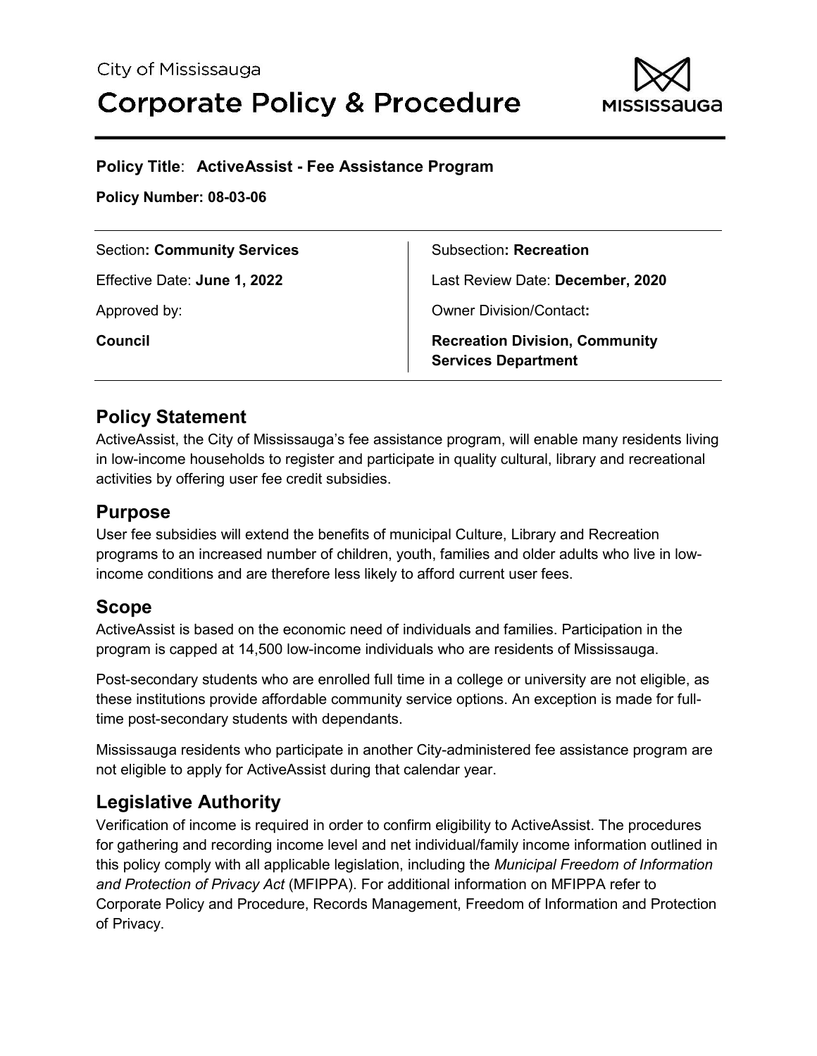City of Mississauga

# Corporate Policy & Procedure

**Policy Title**: **ActiveAssist - Fee Assistance Program**

**Policy Number: 08-03-06**

| | |
|---|---|
| Section**: Community Services** | Subsection**: Recreation** |
| Effective Date: **June 1, 2022** | Last Review Date: **December, 2020** |
| Approved by: | Owner Division/Contact**:** |
| **Council** | **Recreation Division, Community Services Department** |

## Policy Statement

ActiveAssist, the City of Mississauga's fee assistance program, will enable many residents living in low-income households to register and participate in quality cultural, library and recreational activities by offering user fee credit subsidies.

## Purpose

User fee subsidies will extend the benefits of municipal Culture, Library and Recreation programs to an increased number of children, youth, families and older adults who live in low-income conditions and are therefore less likely to afford current user fees.

## Scope

ActiveAssist is based on the economic need of individuals and families. Participation in the program is capped at 14,500 low-income individuals who are residents of Mississauga.

Post-secondary students who are enrolled full time in a college or university are not eligible, as these institutions provide affordable community service options. An exception is made for full-time post-secondary students with dependants.

Mississauga residents who participate in another City-administered fee assistance program are not eligible to apply for ActiveAssist during that calendar year.

## Legislative Authority

Verification of income is required in order to confirm eligibility to ActiveAssist. The procedures for gathering and recording income level and net individual/family income information outlined in this policy comply with all applicable legislation, including the *Municipal Freedom of Information and Protection of Privacy Act* (MFIPPA). For additional information on MFIPPA refer to Corporate Policy and Procedure, Records Management, Freedom of Information and Protection of Privacy.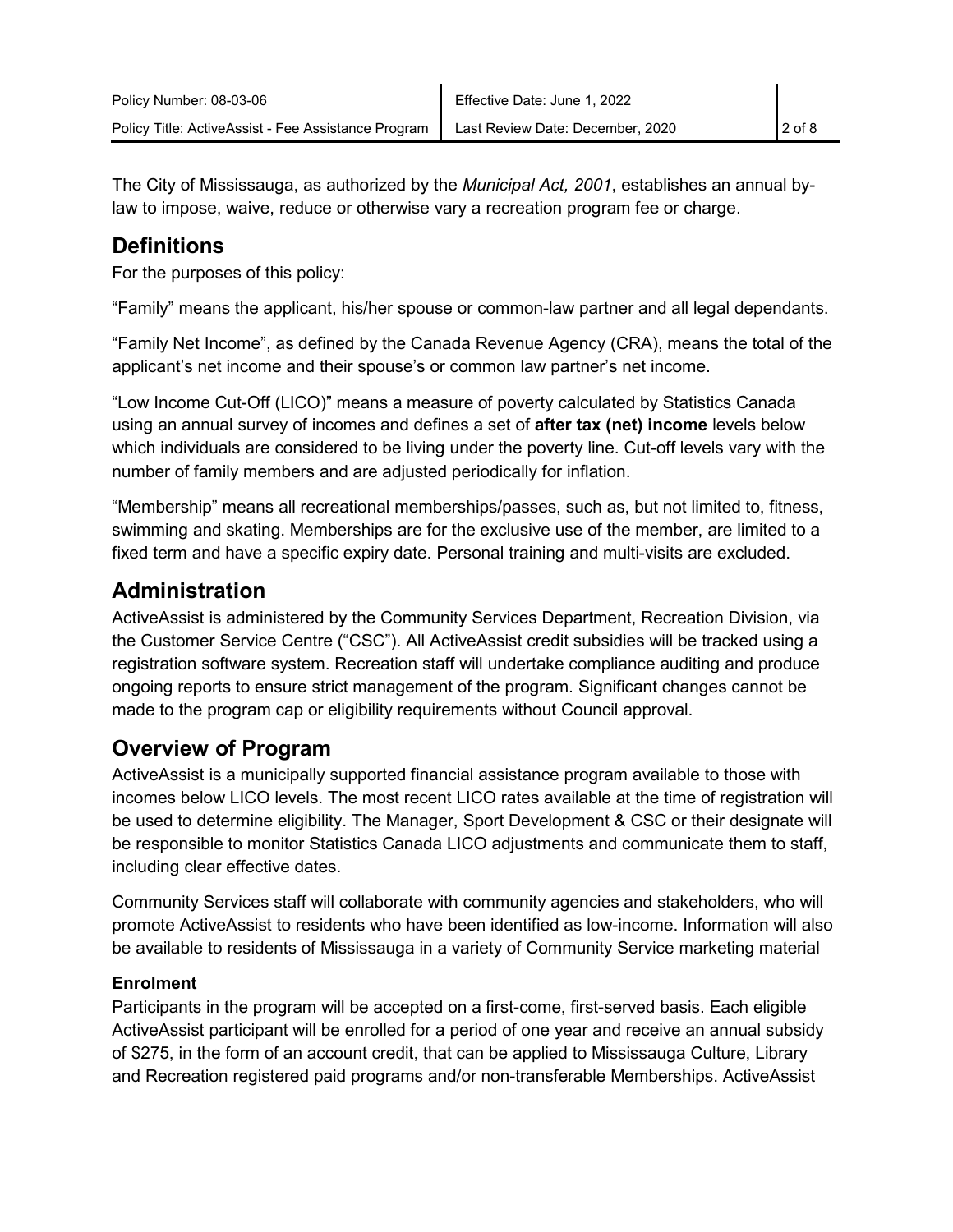The City of Mississauga, as authorized by the *Municipal Act, 2001*, establishes an annual by-law to impose, waive, reduce or otherwise vary a recreation program fee or charge.

## Definitions

For the purposes of this policy:

"Family" means the applicant, his/her spouse or common-law partner and all legal dependants.

"Family Net Income", as defined by the Canada Revenue Agency (CRA), means the total of the applicant's net income and their spouse's or common law partner's net income.

"Low Income Cut-Off (LICO)" means a measure of poverty calculated by Statistics Canada using an annual survey of incomes and defines a set of **after tax (net) income** levels below which individuals are considered to be living under the poverty line. Cut-off levels vary with the number of family members and are adjusted periodically for inflation.

"Membership" means all recreational memberships/passes, such as, but not limited to, fitness, swimming and skating. Memberships are for the exclusive use of the member, are limited to a fixed term and have a specific expiry date. Personal training and multi-visits are excluded.

## Administration

ActiveAssist is administered by the Community Services Department, Recreation Division, via the Customer Service Centre ("CSC"). All ActiveAssist credit subsidies will be tracked using a registration software system. Recreation staff will undertake compliance auditing and produce ongoing reports to ensure strict management of the program. Significant changes cannot be made to the program cap or eligibility requirements without Council approval.

## Overview of Program

ActiveAssist is a municipally supported financial assistance program available to those with incomes below LICO levels. The most recent LICO rates available at the time of registration will be used to determine eligibility. The Manager, Sport Development & CSC or their designate will be responsible to monitor Statistics Canada LICO adjustments and communicate them to staff, including clear effective dates.

Community Services staff will collaborate with community agencies and stakeholders, who will promote ActiveAssist to residents who have been identified as low-income. Information will also be available to residents of Mississauga in a variety of Community Service marketing material

### Enrolment

Participants in the program will be accepted on a first-come, first-served basis. Each eligible ActiveAssist participant will be enrolled for a period of one year and receive an annual subsidy of $275, in the form of an account credit, that can be applied to Mississauga Culture, Library and Recreation registered paid programs and/or non-transferable Memberships. ActiveAssist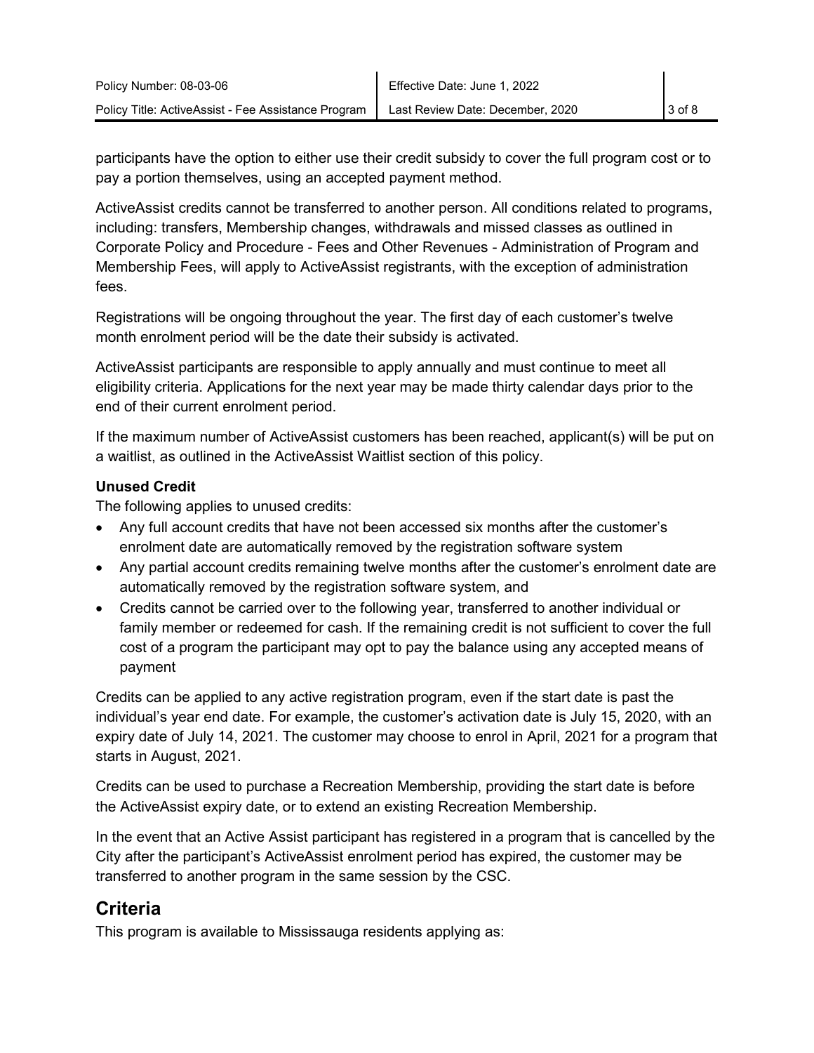participants have the option to either use their credit subsidy to cover the full program cost or to pay a portion themselves, using an accepted payment method.

ActiveAssist credits cannot be transferred to another person. All conditions related to programs, including: transfers, Membership changes, withdrawals and missed classes as outlined in Corporate Policy and Procedure - Fees and Other Revenues - Administration of Program and Membership Fees, will apply to ActiveAssist registrants, with the exception of administration fees.

Registrations will be ongoing throughout the year. The first day of each customer's twelve month enrolment period will be the date their subsidy is activated.

ActiveAssist participants are responsible to apply annually and must continue to meet all eligibility criteria. Applications for the next year may be made thirty calendar days prior to the end of their current enrolment period.

If the maximum number of ActiveAssist customers has been reached, applicant(s) will be put on a waitlist, as outlined in the ActiveAssist Waitlist section of this policy.

**Unused Credit**

The following applies to unused credits:

- Any full account credits that have not been accessed six months after the customer's enrolment date are automatically removed by the registration software system
- Any partial account credits remaining twelve months after the customer's enrolment date are automatically removed by the registration software system, and
- Credits cannot be carried over to the following year, transferred to another individual or family member or redeemed for cash. If the remaining credit is not sufficient to cover the full cost of a program the participant may opt to pay the balance using any accepted means of payment

Credits can be applied to any active registration program, even if the start date is past the individual's year end date. For example, the customer's activation date is July 15, 2020, with an expiry date of July 14, 2021. The customer may choose to enrol in April, 2021 for a program that starts in August, 2021.

Credits can be used to purchase a Recreation Membership, providing the start date is before the ActiveAssist expiry date, or to extend an existing Recreation Membership.

In the event that an Active Assist participant has registered in a program that is cancelled by the City after the participant's ActiveAssist enrolment period has expired, the customer may be transferred to another program in the same session by the CSC.

## Criteria

This program is available to Mississauga residents applying as: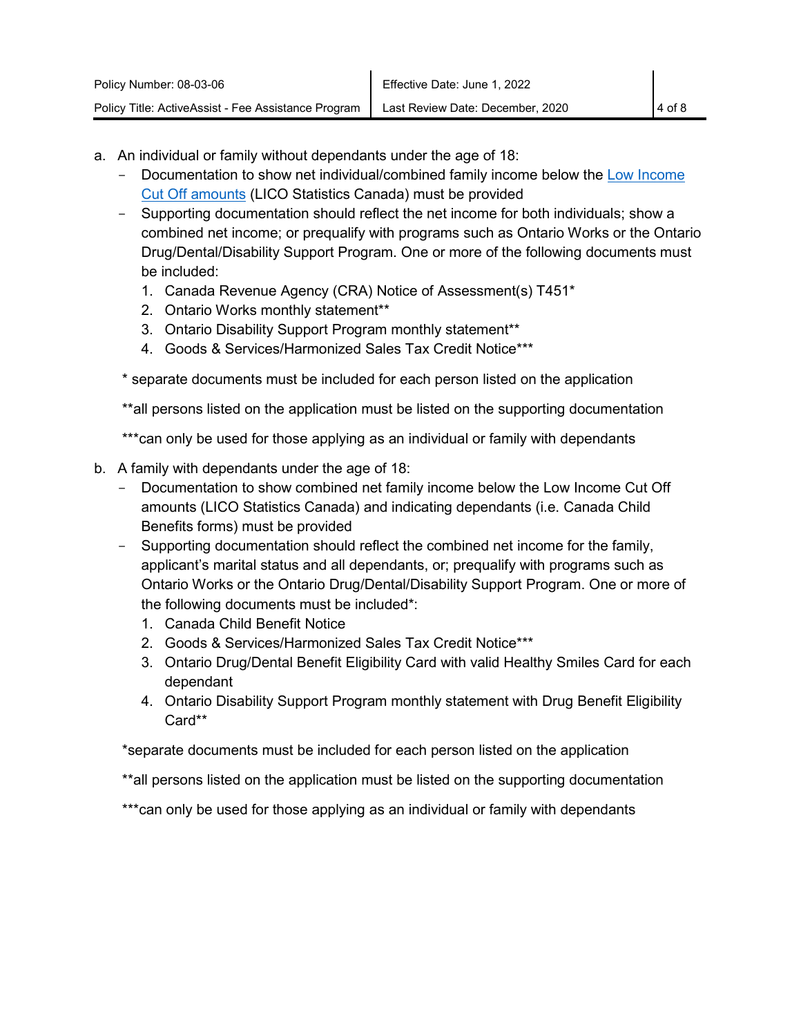a. An individual or family without dependants under the age of 18:
   - Documentation to show net individual/combined family income below the [Low Income Cut Off amounts](#) (LICO Statistics Canada) must be provided
   - Supporting documentation should reflect the net income for both individuals; show a combined net income; or prequalify with programs such as Ontario Works or the Ontario Drug/Dental/Disability Support Program. One or more of the following documents must be included:
     1. Canada Revenue Agency (CRA) Notice of Assessment(s) T451*
     2. Ontario Works monthly statement**
     3. Ontario Disability Support Program monthly statement**
     4. Goods & Services/Harmonized Sales Tax Credit Notice***

   * separate documents must be included for each person listed on the application

   **all persons listed on the application must be listed on the supporting documentation

   ***can only be used for those applying as an individual or family with dependants

b. A family with dependants under the age of 18:
   - Documentation to show combined net family income below the Low Income Cut Off amounts (LICO Statistics Canada) and indicating dependants (i.e. Canada Child Benefits forms) must be provided
   - Supporting documentation should reflect the combined net income for the family, applicant's marital status and all dependants, or; prequalify with programs such as Ontario Works or the Ontario Drug/Dental/Disability Support Program. One or more of the following documents must be included*:
     1. Canada Child Benefit Notice
     2. Goods & Services/Harmonized Sales Tax Credit Notice***
     3. Ontario Drug/Dental Benefit Eligibility Card with valid Healthy Smiles Card for each dependant
     4. Ontario Disability Support Program monthly statement with Drug Benefit Eligibility Card**

   *separate documents must be included for each person listed on the application

   **all persons listed on the application must be listed on the supporting documentation

   ***can only be used for those applying as an individual or family with dependants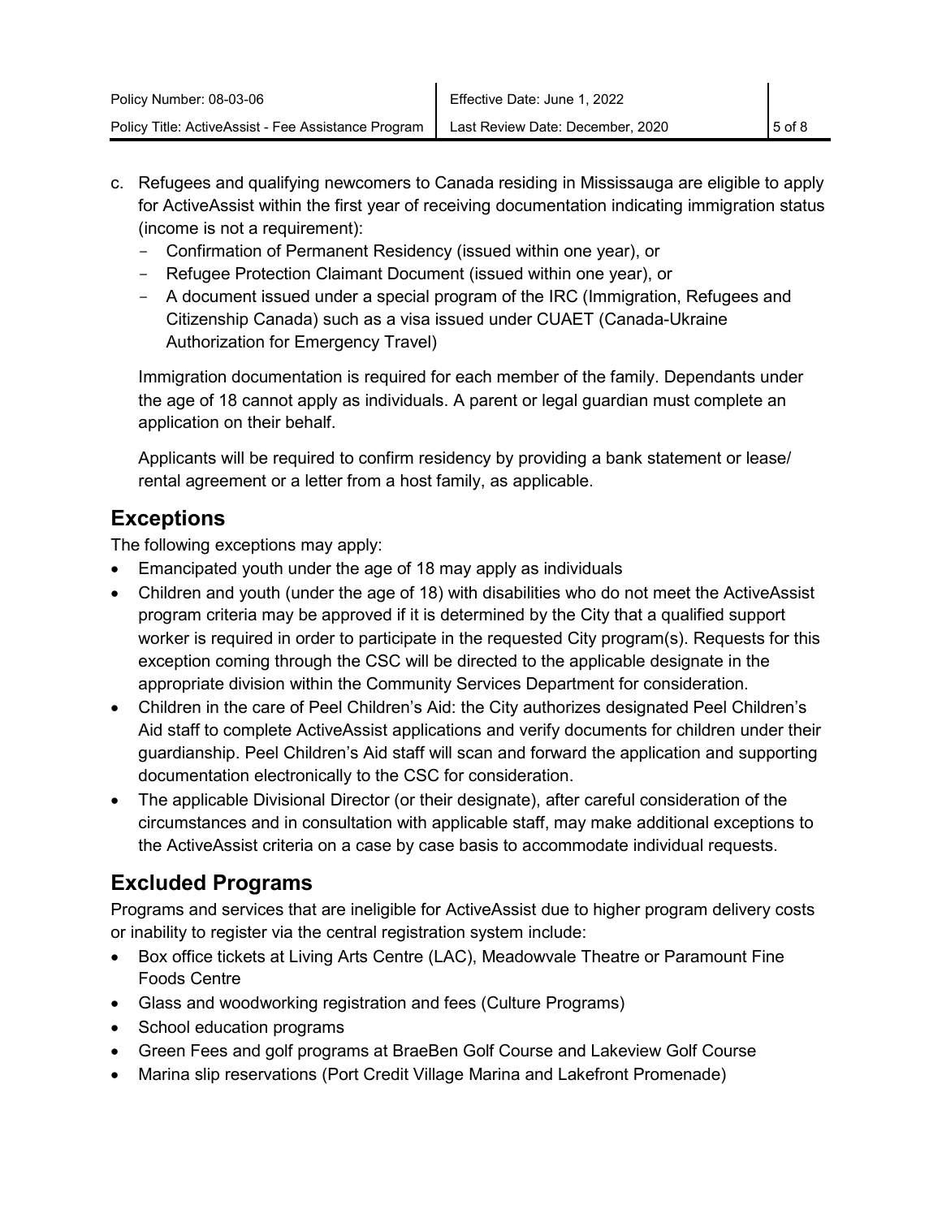c. Refugees and qualifying newcomers to Canada residing in Mississauga are eligible to apply for ActiveAssist within the first year of receiving documentation indicating immigration status (income is not a requirement):
   - Confirmation of Permanent Residency (issued within one year), or
   - Refugee Protection Claimant Document (issued within one year), or
   - A document issued under a special program of the IRC (Immigration, Refugees and Citizenship Canada) such as a visa issued under CUAET (Canada-Ukraine Authorization for Emergency Travel)

   Immigration documentation is required for each member of the family. Dependants under the age of 18 cannot apply as individuals. A parent or legal guardian must complete an application on their behalf.

   Applicants will be required to confirm residency by providing a bank statement or lease/ rental agreement or a letter from a host family, as applicable.

## Exceptions

The following exceptions may apply:

- Emancipated youth under the age of 18 may apply as individuals
- Children and youth (under the age of 18) with disabilities who do not meet the ActiveAssist program criteria may be approved if it is determined by the City that a qualified support worker is required in order to participate in the requested City program(s). Requests for this exception coming through the CSC will be directed to the applicable designate in the appropriate division within the Community Services Department for consideration.
- Children in the care of Peel Children's Aid: the City authorizes designated Peel Children's Aid staff to complete ActiveAssist applications and verify documents for children under their guardianship. Peel Children's Aid staff will scan and forward the application and supporting documentation electronically to the CSC for consideration.
- The applicable Divisional Director (or their designate), after careful consideration of the circumstances and in consultation with applicable staff, may make additional exceptions to the ActiveAssist criteria on a case by case basis to accommodate individual requests.

## Excluded Programs

Programs and services that are ineligible for ActiveAssist due to higher program delivery costs or inability to register via the central registration system include:

- Box office tickets at Living Arts Centre (LAC), Meadowvale Theatre or Paramount Fine Foods Centre
- Glass and woodworking registration and fees (Culture Programs)
- School education programs
- Green Fees and golf programs at BraeBen Golf Course and Lakeview Golf Course
- Marina slip reservations (Port Credit Village Marina and Lakefront Promenade)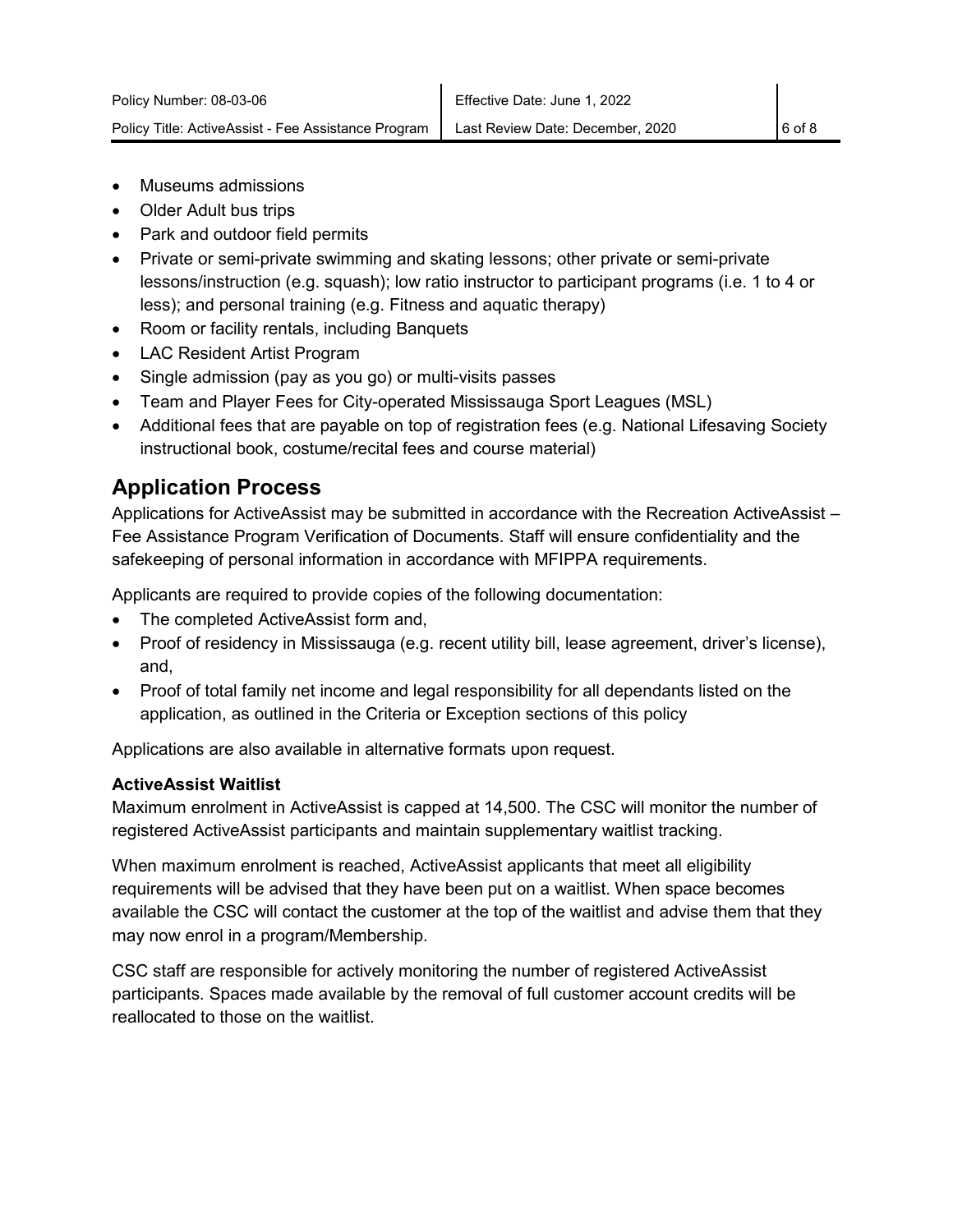- Museums admissions
- Older Adult bus trips
- Park and outdoor field permits
- Private or semi-private swimming and skating lessons; other private or semi-private lessons/instruction (e.g. squash); low ratio instructor to participant programs (i.e. 1 to 4 or less); and personal training (e.g. Fitness and aquatic therapy)
- Room or facility rentals, including Banquets
- LAC Resident Artist Program
- Single admission (pay as you go) or multi-visits passes
- Team and Player Fees for City-operated Mississauga Sport Leagues (MSL)
- Additional fees that are payable on top of registration fees (e.g. National Lifesaving Society instructional book, costume/recital fees and course material)

## Application Process

Applications for ActiveAssist may be submitted in accordance with the Recreation ActiveAssist – Fee Assistance Program Verification of Documents. Staff will ensure confidentiality and the safekeeping of personal information in accordance with MFIPPA requirements.

Applicants are required to provide copies of the following documentation:

- The completed ActiveAssist form and,
- Proof of residency in Mississauga (e.g. recent utility bill, lease agreement, driver's license), and,
- Proof of total family net income and legal responsibility for all dependants listed on the application, as outlined in the Criteria or Exception sections of this policy

Applications are also available in alternative formats upon request.

### ActiveAssist Waitlist

Maximum enrolment in ActiveAssist is capped at 14,500. The CSC will monitor the number of registered ActiveAssist participants and maintain supplementary waitlist tracking.

When maximum enrolment is reached, ActiveAssist applicants that meet all eligibility requirements will be advised that they have been put on a waitlist. When space becomes available the CSC will contact the customer at the top of the waitlist and advise them that they may now enrol in a program/Membership.

CSC staff are responsible for actively monitoring the number of registered ActiveAssist participants. Spaces made available by the removal of full customer account credits will be reallocated to those on the waitlist.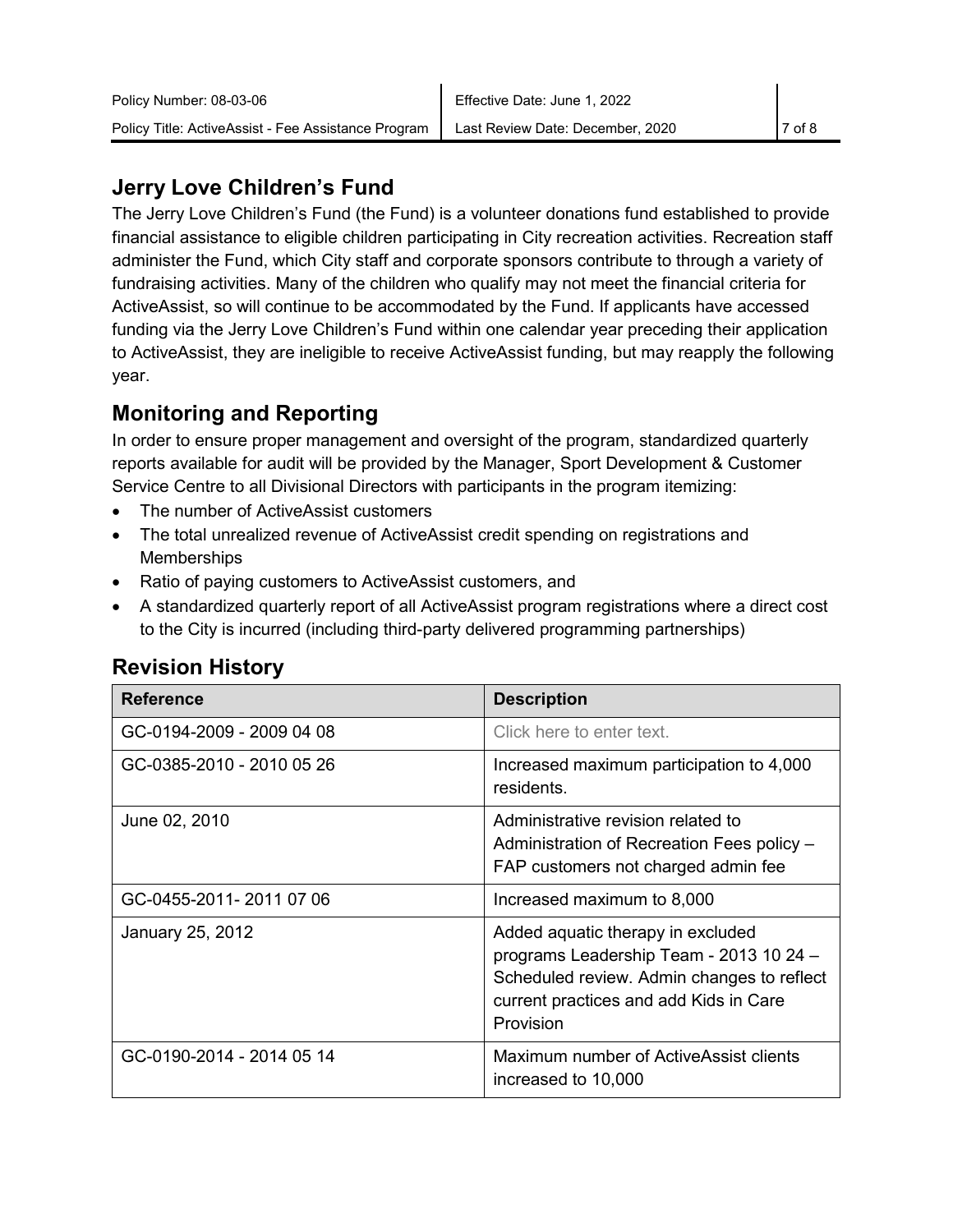## Jerry Love Children's Fund

The Jerry Love Children's Fund (the Fund) is a volunteer donations fund established to provide financial assistance to eligible children participating in City recreation activities. Recreation staff administer the Fund, which City staff and corporate sponsors contribute to through a variety of fundraising activities. Many of the children who qualify may not meet the financial criteria for ActiveAssist, so will continue to be accommodated by the Fund. If applicants have accessed funding via the Jerry Love Children's Fund within one calendar year preceding their application to ActiveAssist, they are ineligible to receive ActiveAssist funding, but may reapply the following year.

## Monitoring and Reporting

In order to ensure proper management and oversight of the program, standardized quarterly reports available for audit will be provided by the Manager, Sport Development & Customer Service Centre to all Divisional Directors with participants in the program itemizing:

- The number of ActiveAssist customers
- The total unrealized revenue of ActiveAssist credit spending on registrations and Memberships
- Ratio of paying customers to ActiveAssist customers, and
- A standardized quarterly report of all ActiveAssist program registrations where a direct cost to the City is incurred (including third-party delivered programming partnerships)

## Revision History

| Reference | Description |
|---|---|
| GC-0194-2009 - 2009 04 08 | Click here to enter text. |
| GC-0385-2010 - 2010 05 26 | Increased maximum participation to 4,000 residents. |
| June 02, 2010 | Administrative revision related to Administration of Recreation Fees policy – FAP customers not charged admin fee |
| GC-0455-2011- 2011 07 06 | Increased maximum to 8,000 |
| January 25, 2012 | Added aquatic therapy in excluded programs Leadership Team - 2013 10 24 – Scheduled review. Admin changes to reflect current practices and add Kids in Care Provision |
| GC-0190-2014 - 2014 05 14 | Maximum number of ActiveAssist clients increased to 10,000 |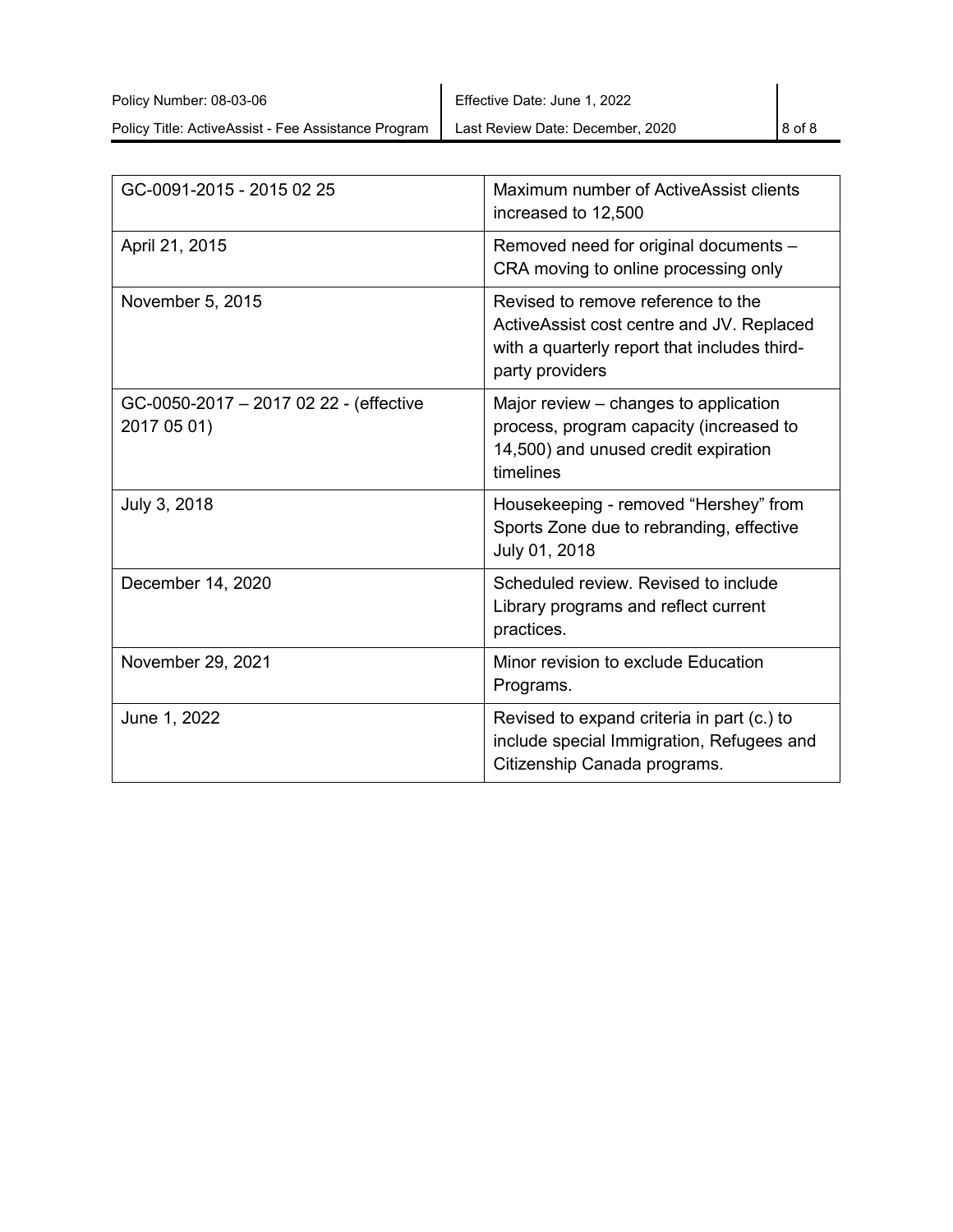| | |
|---|---|
| GC-0091-2015 - 2015 02 25 | Maximum number of ActiveAssist clients increased to 12,500 |
| April 21, 2015 | Removed need for original documents – CRA moving to online processing only |
| November 5, 2015 | Revised to remove reference to the ActiveAssist cost centre and JV. Replaced with a quarterly report that includes third-party providers |
| GC-0050-2017 – 2017 02 22 - (effective 2017 05 01) | Major review – changes to application process, program capacity (increased to 14,500) and unused credit expiration timelines |
| July 3, 2018 | Housekeeping - removed "Hershey" from Sports Zone due to rebranding, effective July 01, 2018 |
| December 14, 2020 | Scheduled review. Revised to include Library programs and reflect current practices. |
| November 29, 2021 | Minor revision to exclude Education Programs. |
| June 1, 2022 | Revised to expand criteria in part (c.) to include special Immigration, Refugees and Citizenship Canada programs. |